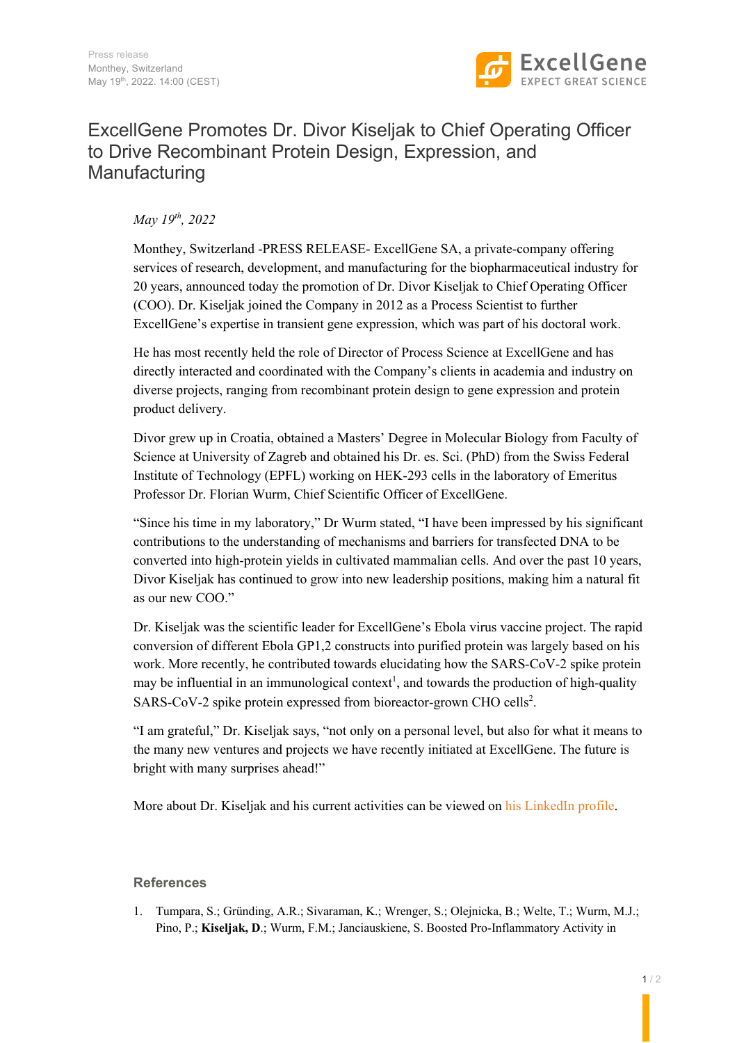Press release
Monthey, Switzerland
May 19th, 2022. 14:00 (CEST)

ExcellGene
EXPECT GREAT SCIENCE

# ExcellGene Promotes Dr. Divor Kiseljak to Chief Operating Officer to Drive Recombinant Protein Design, Expression, and Manufacturing

*May 19th, 2022*

Monthey, Switzerland -PRESS RELEASE- ExcellGene SA, a private-company offering services of research, development, and manufacturing for the biopharmaceutical industry for 20 years, announced today the promotion of Dr. Divor Kiseljak to Chief Operating Officer (COO). Dr. Kiseljak joined the Company in 2012 as a Process Scientist to further ExcellGene's expertise in transient gene expression, which was part of his doctoral work.

He has most recently held the role of Director of Process Science at ExcellGene and has directly interacted and coordinated with the Company's clients in academia and industry on diverse projects, ranging from recombinant protein design to gene expression and protein product delivery.

Divor grew up in Croatia, obtained a Masters' Degree in Molecular Biology from Faculty of Science at University of Zagreb and obtained his Dr. es. Sci. (PhD) from the Swiss Federal Institute of Technology (EPFL) working on HEK-293 cells in the laboratory of Emeritus Professor Dr. Florian Wurm, Chief Scientific Officer of ExcellGene.

"Since his time in my laboratory," Dr Wurm stated, "I have been impressed by his significant contributions to the understanding of mechanisms and barriers for transfected DNA to be converted into high-protein yields in cultivated mammalian cells. And over the past 10 years, Divor Kiseljak has continued to grow into new leadership positions, making him a natural fit as our new COO."

Dr. Kiseljak was the scientific leader for ExcellGene's Ebola virus vaccine project. The rapid conversion of different Ebola GP1,2 constructs into purified protein was largely based on his work. More recently, he contributed towards elucidating how the SARS-CoV-2 spike protein may be influential in an immunological context[1], and towards the production of high-quality SARS-CoV-2 spike protein expressed from bioreactor-grown CHO cells[2].

"I am grateful," Dr. Kiseljak says, "not only on a personal level, but also for what it means to the many new ventures and projects we have recently initiated at ExcellGene. The future is bright with many surprises ahead!"

More about Dr. Kiseljak and his current activities can be viewed on his LinkedIn profile.

## References

1. Tumpara, S.; Gründing, A.R.; Sivaraman, K.; Wrenger, S.; Olejnicka, B.; Welte, T.; Wurm, M.J.; Pino, P.; **Kiseljak, D.**; Wurm, F.M.; Janciauskiene, S. Boosted Pro-Inflammatory Activity in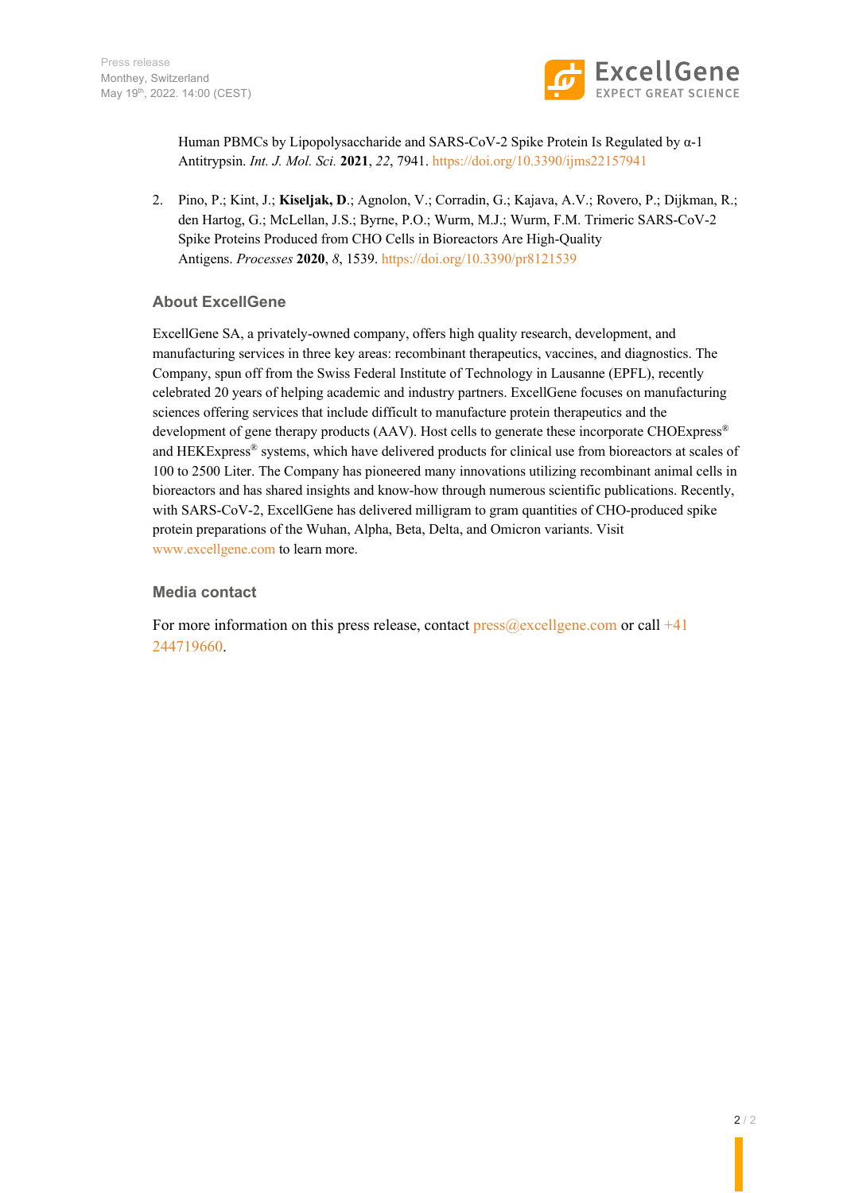Human PBMCs by Lipopolysaccharide and SARS-CoV-2 Spike Protein Is Regulated by α-1 Antitrypsin. *Int. J. Mol. Sci.* **2021**, *22*, 7941. https://doi.org/10.3390/ijms22157941

2. Pino, P.; Kint, J.; **Kiseljak, D**.; Agnolon, V.; Corradin, G.; Kajava, A.V.; Rovero, P.; Dijkman, R.; den Hartog, G.; McLellan, J.S.; Byrne, P.O.; Wurm, M.J.; Wurm, F.M. Trimeric SARS-CoV-2 Spike Proteins Produced from CHO Cells in Bioreactors Are High-Quality Antigens. *Processes* **2020**, *8*, 1539. https://doi.org/10.3390/pr8121539

## About ExcellGene

ExcellGene SA, a privately-owned company, offers high quality research, development, and manufacturing services in three key areas: recombinant therapeutics, vaccines, and diagnostics. The Company, spun off from the Swiss Federal Institute of Technology in Lausanne (EPFL), recently celebrated 20 years of helping academic and industry partners. ExcellGene focuses on manufacturing sciences offering services that include difficult to manufacture protein therapeutics and the development of gene therapy products (AAV). Host cells to generate these incorporate CHOExpress® and HEKExpress® systems, which have delivered products for clinical use from bioreactors at scales of 100 to 2500 Liter. The Company has pioneered many innovations utilizing recombinant animal cells in bioreactors and has shared insights and know-how through numerous scientific publications. Recently, with SARS-CoV-2, ExcellGene has delivered milligram to gram quantities of CHO-produced spike protein preparations of the Wuhan, Alpha, Beta, Delta, and Omicron variants. Visit www.excellgene.com to learn more.

## Media contact

For more information on this press release, contact press@excellgene.com or call +41 244719660.